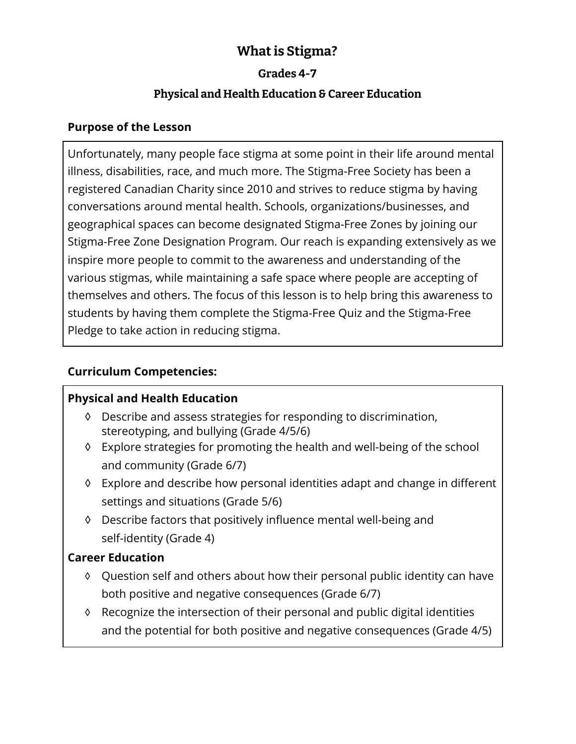# What is Stigma?

## Grades 4-7

## Physical and Health Education & Career Education

**Purpose of the Lesson**

Unfortunately, many people face stigma at some point in their life around mental illness, disabilities, race, and much more. The Stigma-Free Society has been a registered Canadian Charity since 2010 and strives to reduce stigma by having conversations around mental health. Schools, organizations/businesses, and geographical spaces can become designated Stigma-Free Zones by joining our Stigma-Free Zone Designation Program. Our reach is expanding extensively as we inspire more people to commit to the awareness and understanding of the various stigmas, while maintaining a safe space where people are accepting of themselves and others. The focus of this lesson is to help bring this awareness to students by having them complete the Stigma-Free Quiz and the Stigma-Free Pledge to take action in reducing stigma.

**Curriculum Competencies:**

**Physical and Health Education**

- ◊ Describe and assess strategies for responding to discrimination, stereotyping, and bullying (Grade 4/5/6)
- ◊ Explore strategies for promoting the health and well-being of the school and community (Grade 6/7)
- ◊ Explore and describe how personal identities adapt and change in different settings and situations (Grade 5/6)
- ◊ Describe factors that positively influence mental well-being and self-identity (Grade 4)

**Career Education**

- ◊ Question self and others about how their personal public identity can have both positive and negative consequences (Grade 6/7)
- ◊ Recognize the intersection of their personal and public digital identities and the potential for both positive and negative consequences (Grade 4/5)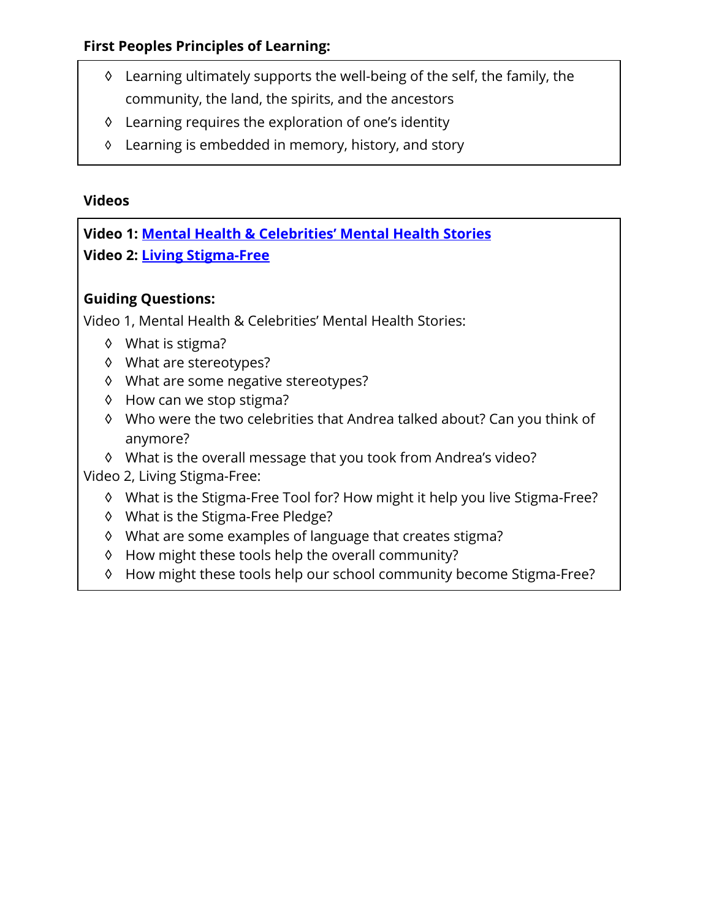**First Peoples Principles of Learning:**

- Learning ultimately supports the well-being of the self, the family, the community, the land, the spirits, and the ancestors
- Learning requires the exploration of one's identity
- Learning is embedded in memory, history, and story

**Videos**

**Video 1: Mental Health & Celebrities' Mental Health Stories**
**Video 2: Living Stigma-Free**

**Guiding Questions:**

Video 1, Mental Health & Celebrities' Mental Health Stories:

- What is stigma?
- What are stereotypes?
- What are some negative stereotypes?
- How can we stop stigma?
- Who were the two celebrities that Andrea talked about? Can you think of anymore?
- What is the overall message that you took from Andrea's video?

Video 2, Living Stigma-Free:

- What is the Stigma-Free Tool for? How might it help you live Stigma-Free?
- What is the Stigma-Free Pledge?
- What are some examples of language that creates stigma?
- How might these tools help the overall community?
- How might these tools help our school community become Stigma-Free?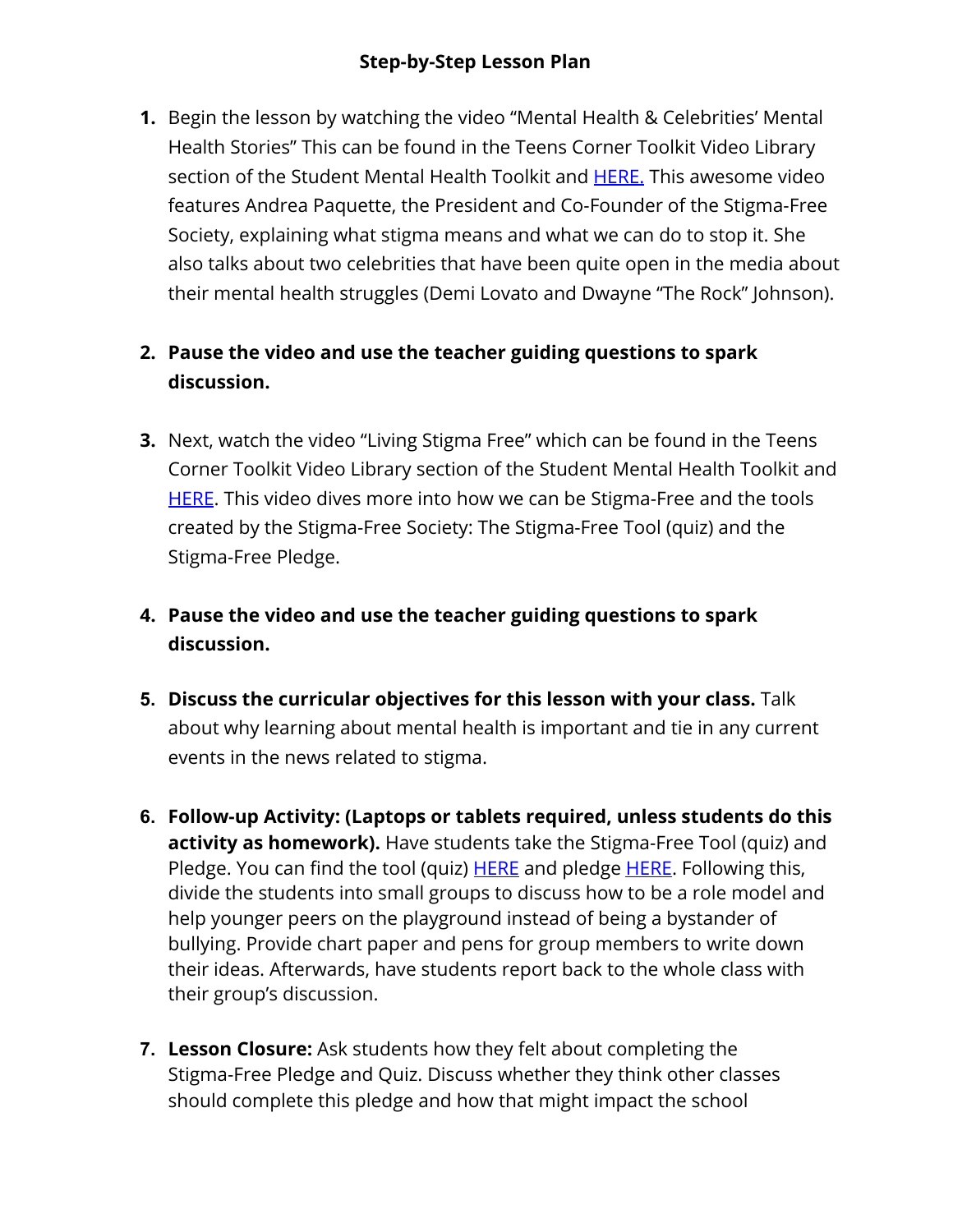## Step-by-Step Lesson Plan

1. Begin the lesson by watching the video "Mental Health & Celebrities' Mental Health Stories" This can be found in the Teens Corner Toolkit Video Library section of the Student Mental Health Toolkit and HERE. This awesome video features Andrea Paquette, the President and Co-Founder of the Stigma-Free Society, explaining what stigma means and what we can do to stop it. She also talks about two celebrities that have been quite open in the media about their mental health struggles (Demi Lovato and Dwayne "The Rock" Johnson).

2. **Pause the video and use the teacher guiding questions to spark discussion.**

3. Next, watch the video "Living Stigma Free" which can be found in the Teens Corner Toolkit Video Library section of the Student Mental Health Toolkit and HERE. This video dives more into how we can be Stigma-Free and the tools created by the Stigma-Free Society: The Stigma-Free Tool (quiz) and the Stigma-Free Pledge.

4. **Pause the video and use the teacher guiding questions to spark discussion.**

5. **Discuss the curricular objectives for this lesson with your class.** Talk about why learning about mental health is important and tie in any current events in the news related to stigma.

6. **Follow-up Activity: (Laptops or tablets required, unless students do this activity as homework).** Have students take the Stigma-Free Tool (quiz) and Pledge. You can find the tool (quiz) HERE and pledge HERE. Following this, divide the students into small groups to discuss how to be a role model and help younger peers on the playground instead of being a bystander of bullying. Provide chart paper and pens for group members to write down their ideas. Afterwards, have students report back to the whole class with their group's discussion.

7. **Lesson Closure:** Ask students how they felt about completing the Stigma-Free Pledge and Quiz. Discuss whether they think other classes should complete this pledge and how that might impact the school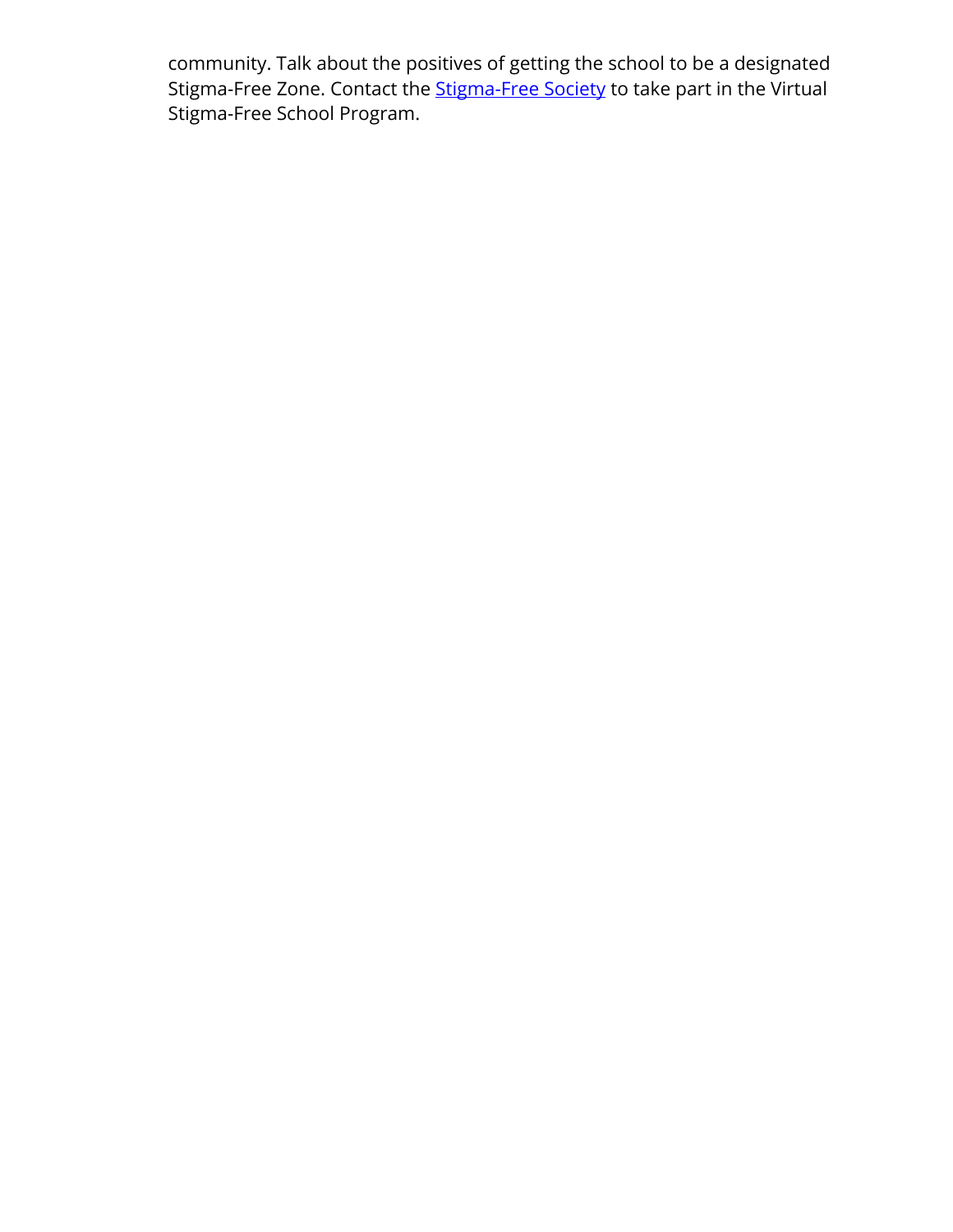community. Talk about the positives of getting the school to be a designated Stigma-Free Zone. Contact the Stigma-Free Society to take part in the Virtual Stigma-Free School Program.